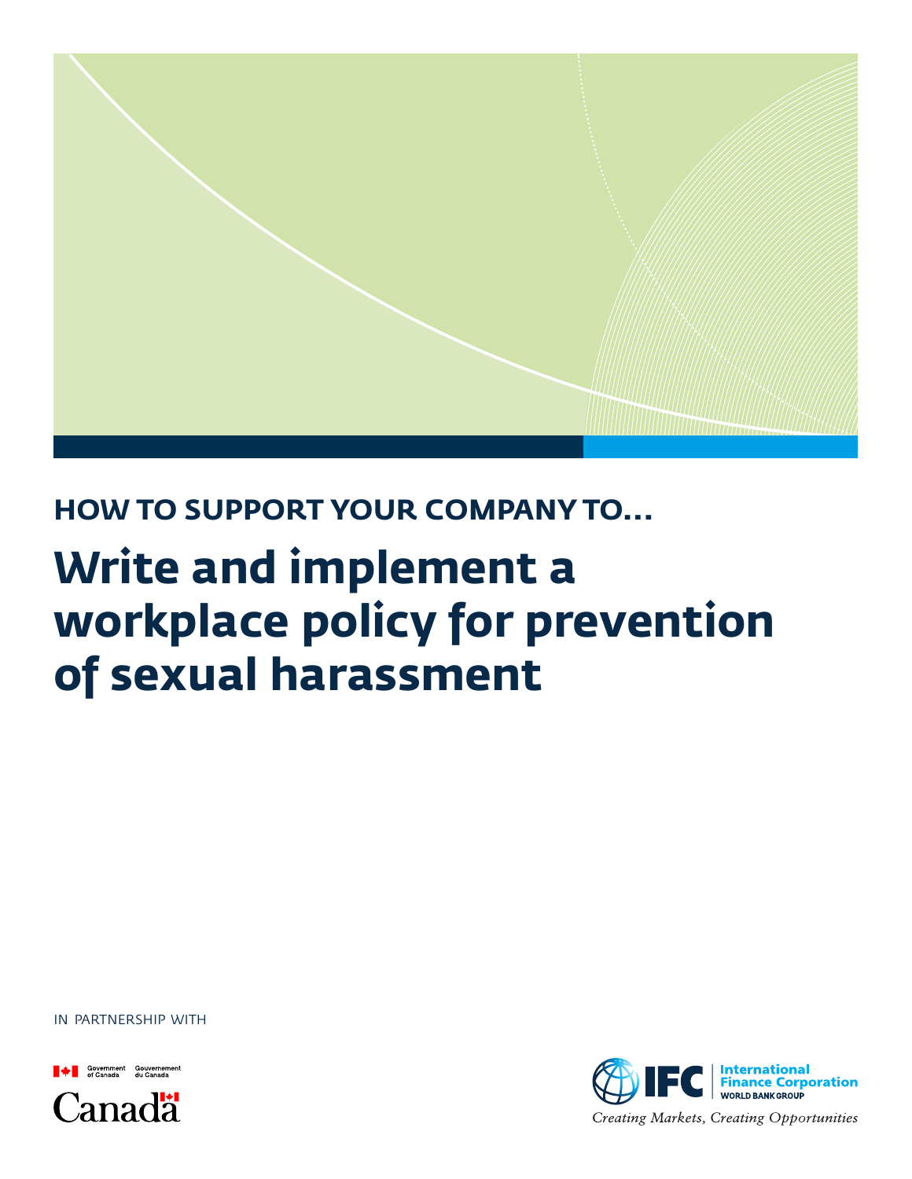HOW TO SUPPORT YOUR COMPANY TO...

# Write and implement a workplace policy for prevention of sexual harassment

IN PARTNERSHIP WITH

Government of Canada / Gouvernement du Canada

Canada

International Finance Corporation
WORLD BANK GROUP

*Creating Markets, Creating Opportunities*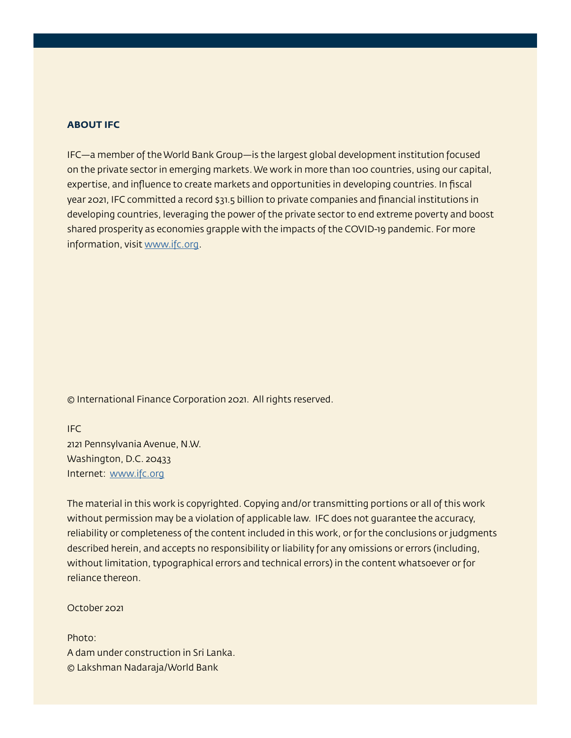## ABOUT IFC

IFC—a member of the World Bank Group—is the largest global development institution focused on the private sector in emerging markets. We work in more than 100 countries, using our capital, expertise, and influence to create markets and opportunities in developing countries. In fiscal year 2021, IFC committed a record $31.5 billion to private companies and financial institutions in developing countries, leveraging the power of the private sector to end extreme poverty and boost shared prosperity as economies grapple with the impacts of the COVID-19 pandemic. For more information, visit www.ifc.org.

© International Finance Corporation 2021. All rights reserved.

IFC
2121 Pennsylvania Avenue, N.W.
Washington, D.C. 20433
Internet: www.ifc.org

The material in this work is copyrighted. Copying and/or transmitting portions or all of this work without permission may be a violation of applicable law. IFC does not guarantee the accuracy, reliability or completeness of the content included in this work, or for the conclusions or judgments described herein, and accepts no responsibility or liability for any omissions or errors (including, without limitation, typographical errors and technical errors) in the content whatsoever or for reliance thereon.

October 2021

Photo:
A dam under construction in Sri Lanka.
© Lakshman Nadaraja/World Bank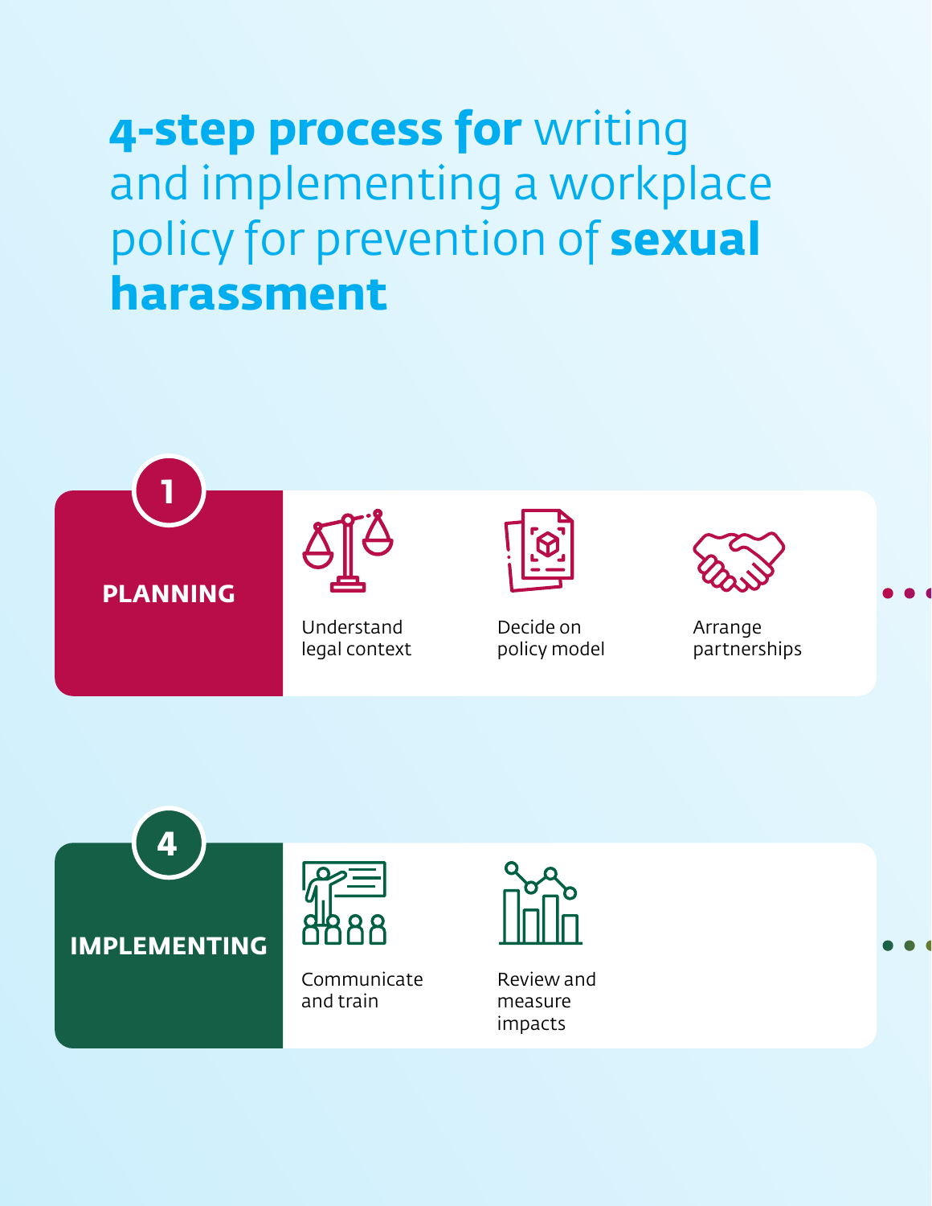# 4-step process for writing and implementing a workplace policy for prevention of sexual harassment

## 1 PLANNING

- Understand legal context
- Decide on policy model
- Arrange partnerships

## 4 IMPLEMENTING

- Communicate and train
- Review and measure impacts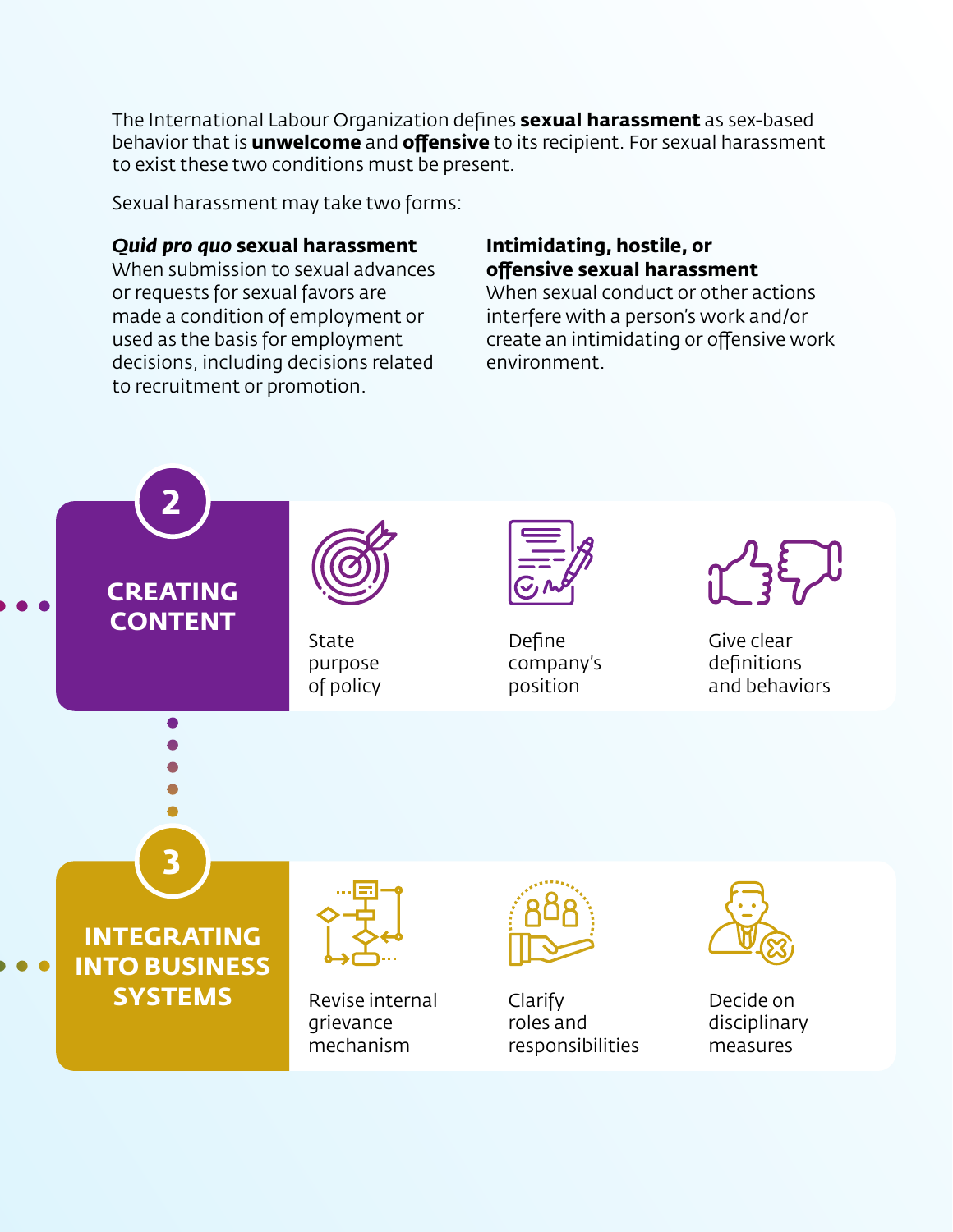The International Labour Organization defines **sexual harassment** as sex-based behavior that is **unwelcome** and **offensive** to its recipient. For sexual harassment to exist these two conditions must be present.

Sexual harassment may take two forms:

***Quid pro quo* sexual harassment**
When submission to sexual advances or requests for sexual favors are made a condition of employment or used as the basis for employment decisions, including decisions related to recruitment or promotion.

**Intimidating, hostile, or offensive sexual harassment**
When sexual conduct or other actions interfere with a person's work and/or create an intimidating or offensive work environment.

## 2 CREATING CONTENT

- State purpose of policy
- Define company's position
- Give clear definitions and behaviors

## 3 INTEGRATING INTO BUSINESS SYSTEMS

- Revise internal grievance mechanism
- Clarify roles and responsibilities
- Decide on disciplinary measures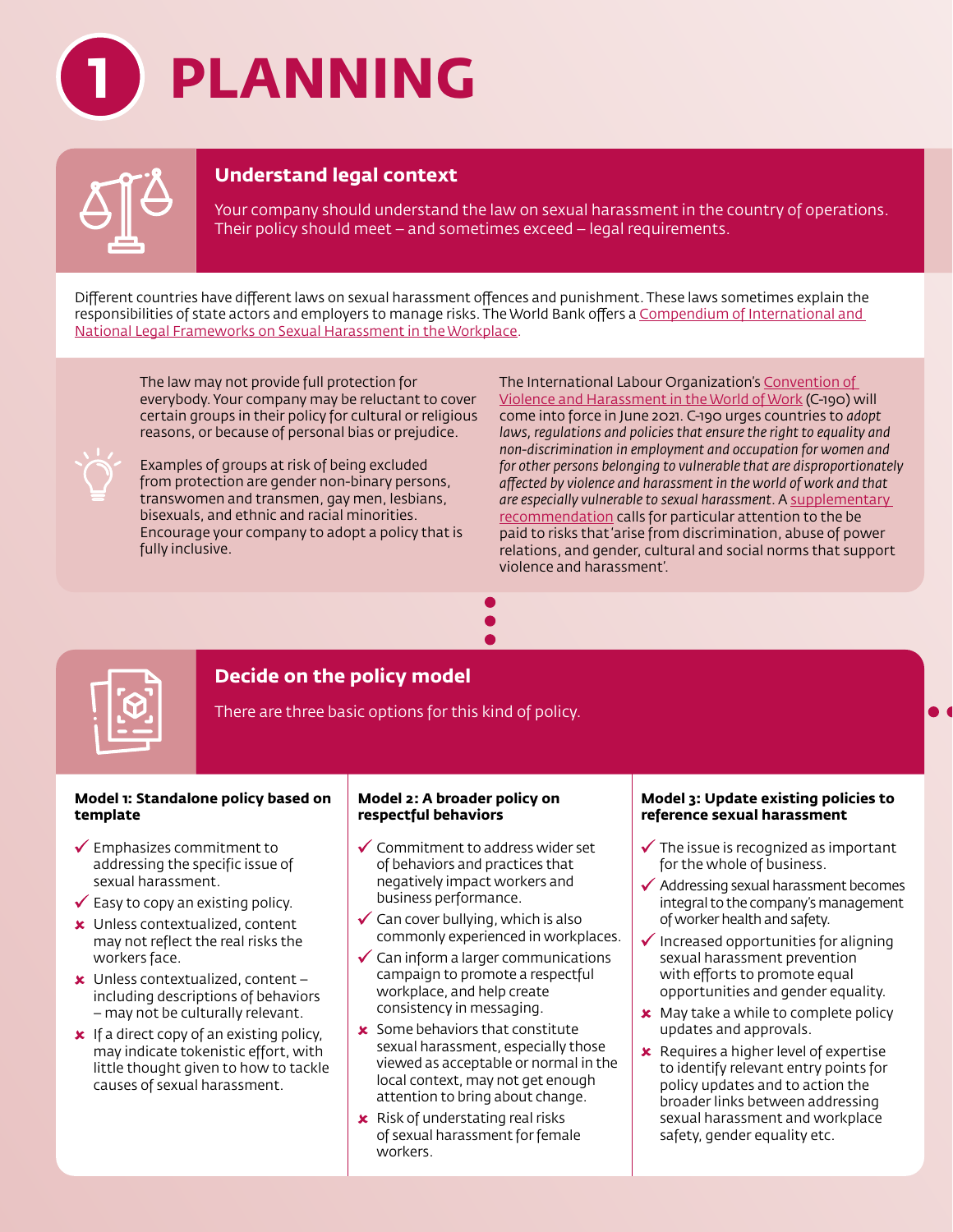# 1 PLANNING

## Understand legal context

Your company should understand the law on sexual harassment in the country of operations. Their policy should meet – and sometimes exceed – legal requirements.

Different countries have different laws on sexual harassment offences and punishment. These laws sometimes explain the responsibilities of state actors and employers to manage risks. The World Bank offers a Compendium of International and National Legal Frameworks on Sexual Harassment in the Workplace.

The law may not provide full protection for everybody. Your company may be reluctant to cover certain groups in their policy for cultural or religious reasons, or because of personal bias or prejudice.

Examples of groups at risk of being excluded from protection are gender non-binary persons, transwomen and transmen, gay men, lesbians, bisexuals, and ethnic and racial minorities. Encourage your company to adopt a policy that is fully inclusive.

The International Labour Organization's Convention of Violence and Harassment in the World of Work (C-190) will come into force in June 2021. C-190 urges countries to *adopt laws, regulations and policies that ensure the right to equality and non-discrimination in employment and occupation for women and for other persons belonging to vulnerable that are disproportionately affected by violence and harassment in the world of work and that are especially vulnerable to sexual harassment*. A supplementary recommendation calls for particular attention to the be paid to risks that 'arise from discrimination, abuse of power relations, and gender, cultural and social norms that support violence and harassment'.

## Decide on the policy model

There are three basic options for this kind of policy.

**Model 1: Standalone policy based on template**

- ✓ Emphasizes commitment to addressing the specific issue of sexual harassment.
- ✓ Easy to copy an existing policy.
- ✗ Unless contextualized, content may not reflect the real risks the workers face.
- ✗ Unless contextualized, content – including descriptions of behaviors – may not be culturally relevant.
- ✗ If a direct copy of an existing policy, may indicate tokenistic effort, with little thought given to how to tackle causes of sexual harassment.

**Model 2: A broader policy on respectful behaviors**

- ✓ Commitment to address wider set of behaviors and practices that negatively impact workers and business performance.
- ✓ Can cover bullying, which is also commonly experienced in workplaces.
- ✓ Can inform a larger communications campaign to promote a respectful workplace, and help create consistency in messaging.
- ✗ Some behaviors that constitute sexual harassment, especially those viewed as acceptable or normal in the local context, may not get enough attention to bring about change.
- ✗ Risk of understating real risks of sexual harassment for female workers.

**Model 3: Update existing policies to reference sexual harassment**

- ✓ The issue is recognized as important for the whole of business.
- ✓ Addressing sexual harassment becomes integral to the company's management of worker health and safety.
- ✓ Increased opportunities for aligning sexual harassment prevention with efforts to promote equal opportunities and gender equality.
- ✗ May take a while to complete policy updates and approvals.
- ✗ Requires a higher level of expertise to identify relevant entry points for policy updates and to action the broader links between addressing sexual harassment and workplace safety, gender equality etc.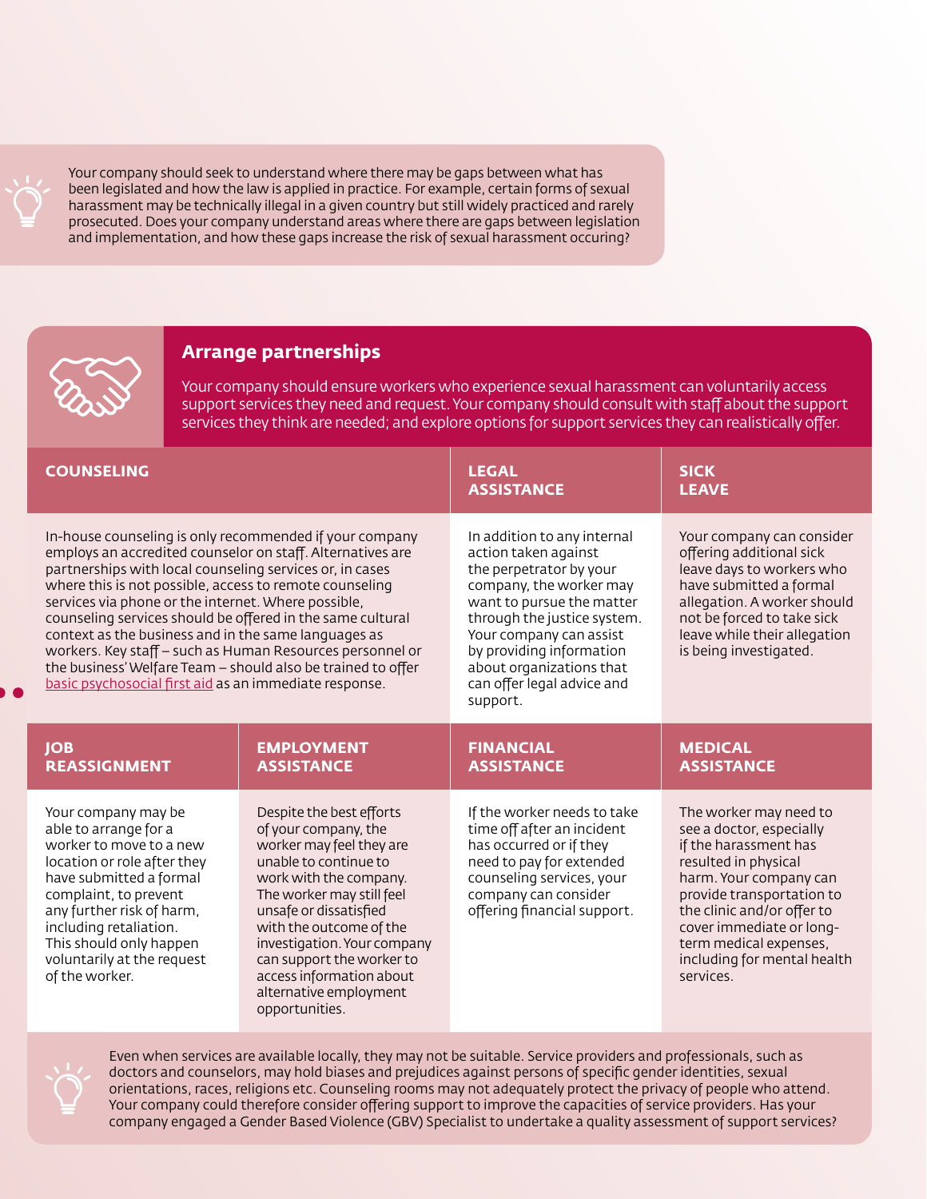Your company should seek to understand where there may be gaps between what has been legislated and how the law is applied in practice. For example, certain forms of sexual harassment may be technically illegal in a given country but still widely practiced and rarely prosecuted. Does your company understand areas where there are gaps between legislation and implementation, and how these gaps increase the risk of sexual harassment occuring?

## Arrange partnerships

Your company should ensure workers who experience sexual harassment can voluntarily access support services they need and request. Your company should consult with staff about the support services they think are needed; and explore options for support services they can realistically offer.

### COUNSELING

In-house counseling is only recommended if your company employs an accredited counselor on staff. Alternatives are partnerships with local counseling services or, in cases where this is not possible, access to remote counseling services via phone or the internet. Where possible, counseling services should be offered in the same cultural context as the business and in the same languages as workers. Key staff – such as Human Resources personnel or the business' Welfare Team – should also be trained to offer basic psychosocial first aid as an immediate response.

### LEGAL ASSISTANCE

In addition to any internal action taken against the perpetrator by your company, the worker may want to pursue the matter through the justice system. Your company can assist by providing information about organizations that can offer legal advice and support.

### SICK LEAVE

Your company can consider offering additional sick leave days to workers who have submitted a formal allegation. A worker should not be forced to take sick leave while their allegation is being investigated.

### JOB REASSIGNMENT

Your company may be able to arrange for a worker to move to a new location or role after they have submitted a formal complaint, to prevent any further risk of harm, including retaliation. This should only happen voluntarily at the request of the worker.

### EMPLOYMENT ASSISTANCE

Despite the best efforts of your company, the worker may feel they are unable to continue to work with the company. The worker may still feel unsafe or dissatisfied with the outcome of the investigation. Your company can support the worker to access information about alternative employment opportunities.

### FINANCIAL ASSISTANCE

If the worker needs to take time off after an incident has occurred or if they need to pay for extended counseling services, your company can consider offering financial support.

### MEDICAL ASSISTANCE

The worker may need to see a doctor, especially if the harassment has resulted in physical harm. Your company can provide transportation to the clinic and/or offer to cover immediate or long-term medical expenses, including for mental health services.

Even when services are available locally, they may not be suitable. Service providers and professionals, such as doctors and counselors, may hold biases and prejudices against persons of specific gender identities, sexual orientations, races, religions etc. Counseling rooms may not adequately protect the privacy of people who attend. Your company could therefore consider offering support to improve the capacities of service providers. Has your company engaged a Gender Based Violence (GBV) Specialist to undertake a quality assessment of support services?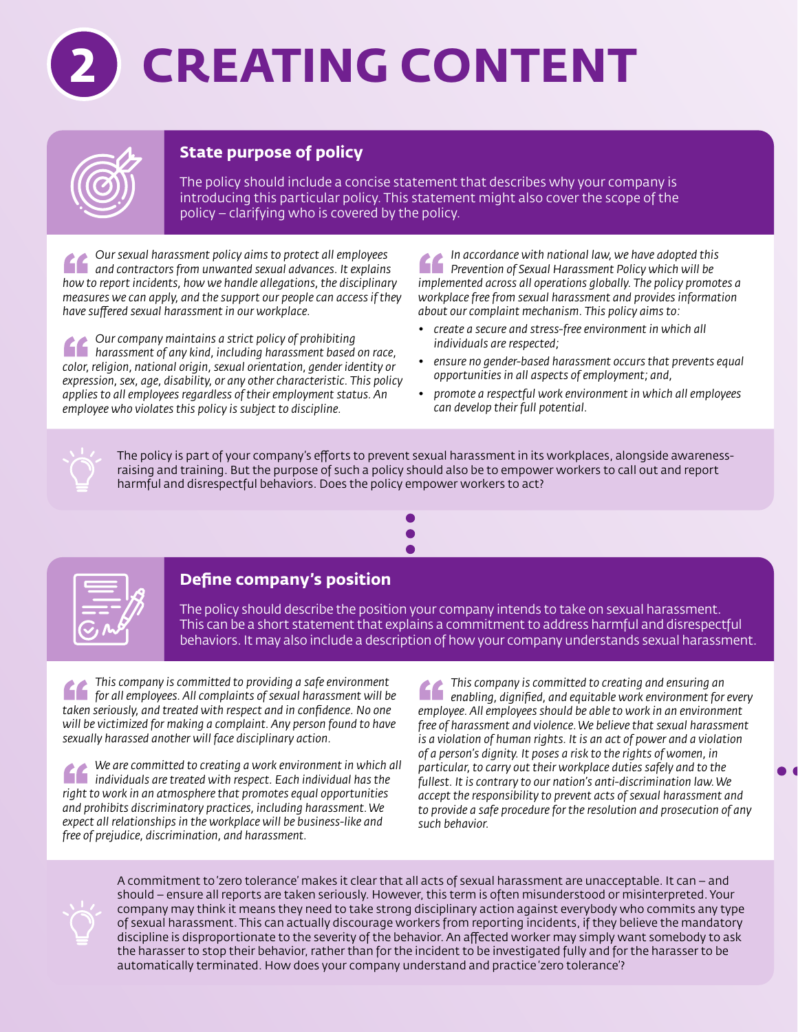# 2 CREATING CONTENT

## State purpose of policy

The policy should include a concise statement that describes why your company is introducing this particular policy. This statement might also cover the scope of the policy – clarifying who is covered by the policy.

> *Our sexual harassment policy aims to protect all employees and contractors from unwanted sexual advances. It explains how to report incidents, how we handle allegations, the disciplinary measures we can apply, and the support our people can access if they have suffered sexual harassment in our workplace.*

> *Our company maintains a strict policy of prohibiting harassment of any kind, including harassment based on race, color, religion, national origin, sexual orientation, gender identity or expression, sex, age, disability, or any other characteristic. This policy applies to all employees regardless of their employment status. An employee who violates this policy is subject to discipline.*

> *In accordance with national law, we have adopted this Prevention of Sexual Harassment Policy which will be implemented across all operations globally. The policy promotes a workplace free from sexual harassment and provides information about our complaint mechanism. This policy aims to:*
>
> - *create a secure and stress-free environment in which all individuals are respected;*
> - *ensure no gender-based harassment occurs that prevents equal opportunities in all aspects of employment; and,*
> - *promote a respectful work environment in which all employees can develop their full potential.*

The policy is part of your company's efforts to prevent sexual harassment in its workplaces, alongside awareness-raising and training. But the purpose of such a policy should also be to empower workers to call out and report harmful and disrespectful behaviors. Does the policy empower workers to act?

## Define company's position

The policy should describe the position your company intends to take on sexual harassment. This can be a short statement that explains a commitment to address harmful and disrespectful behaviors. It may also include a description of how your company understands sexual harassment.

> *This company is committed to providing a safe environment for all employees. All complaints of sexual harassment will be taken seriously, and treated with respect and in confidence. No one will be victimized for making a complaint. Any person found to have sexually harassed another will face disciplinary action.*

> *We are committed to creating a work environment in which all individuals are treated with respect. Each individual has the right to work in an atmosphere that promotes equal opportunities and prohibits discriminatory practices, including harassment. We expect all relationships in the workplace will be business-like and free of prejudice, discrimination, and harassment.*

> *This company is committed to creating and ensuring an enabling, dignified, and equitable work environment for every employee. All employees should be able to work in an environment free of harassment and violence. We believe that sexual harassment is a violation of human rights. It is an act of power and a violation of a person's dignity. It poses a risk to the rights of women, in particular, to carry out their workplace duties safely and to the fullest. It is contrary to our nation's anti-discrimination law. We accept the responsibility to prevent acts of sexual harassment and to provide a safe procedure for the resolution and prosecution of any such behavior.*

A commitment to 'zero tolerance' makes it clear that all acts of sexual harassment are unacceptable. It can – and should – ensure all reports are taken seriously. However, this term is often misunderstood or misinterpreted. Your company may think it means they need to take strong disciplinary action against everybody who commits any type of sexual harassment. This can actually discourage workers from reporting incidents, if they believe the mandatory discipline is disproportionate to the severity of the behavior. An affected worker may simply want somebody to ask the harasser to stop their behavior, rather than for the incident to be investigated fully and for the harasser to be automatically terminated. How does your company understand and practice 'zero tolerance'?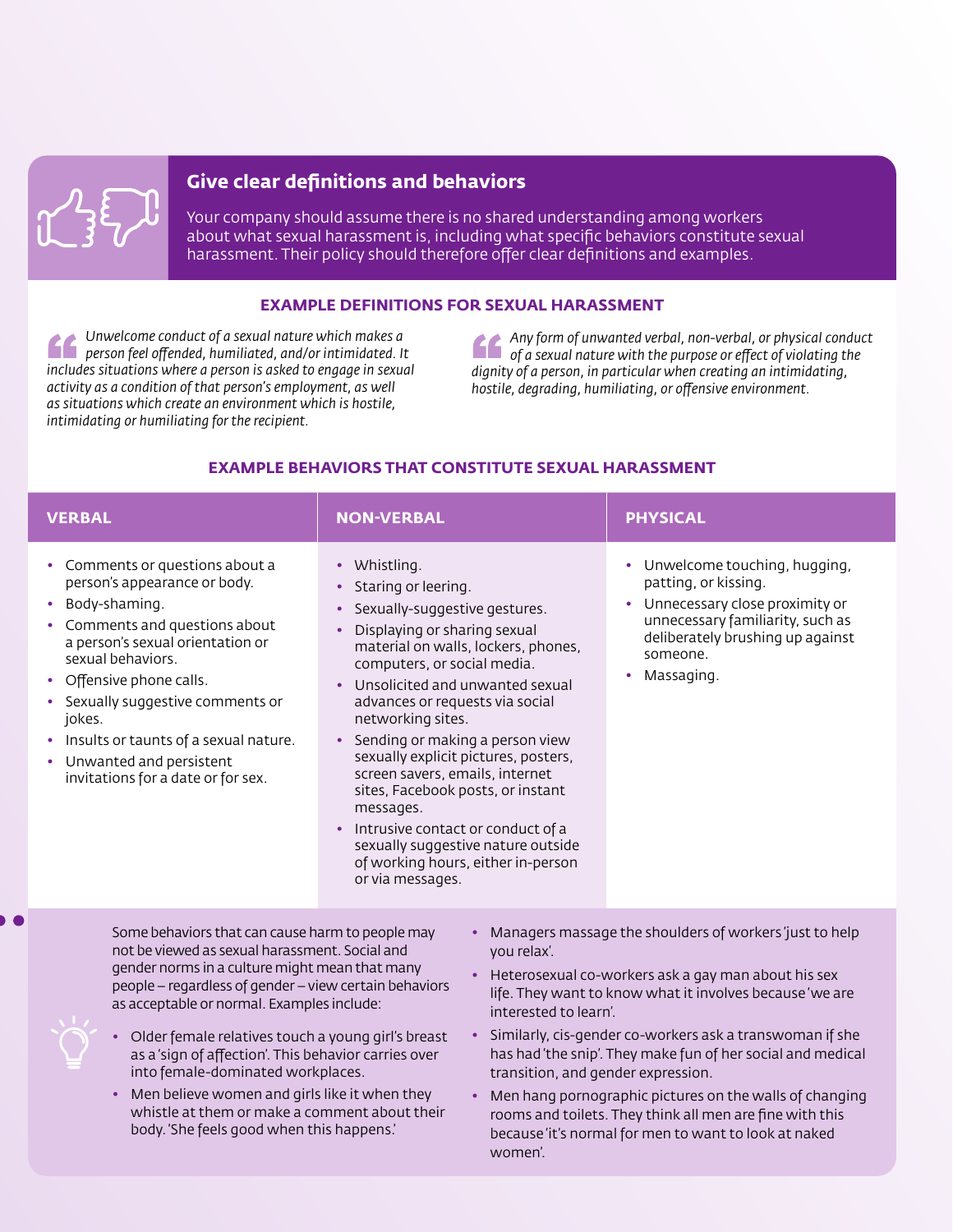## Give clear definitions and behaviors

Your company should assume there is no shared understanding among workers about what sexual harassment is, including what specific behaviors constitute sexual harassment. Their policy should therefore offer clear definitions and examples.

### EXAMPLE DEFINITIONS FOR SEXUAL HARASSMENT

> *Unwelcome conduct of a sexual nature which makes a person feel offended, humiliated, and/or intimidated. It includes situations where a person is asked to engage in sexual activity as a condition of that person's employment, as well as situations which create an environment which is hostile, intimidating or humiliating for the recipient.*

> *Any form of unwanted verbal, non-verbal, or physical conduct of a sexual nature with the purpose or effect of violating the dignity of a person, in particular when creating an intimidating, hostile, degrading, humiliating, or offensive environment.*

### EXAMPLE BEHAVIORS THAT CONSTITUTE SEXUAL HARASSMENT

| VERBAL | NON-VERBAL | PHYSICAL |
| --- | --- | --- |
| • Comments or questions about a person's appearance or body.<br>• Body-shaming.<br>• Comments and questions about a person's sexual orientation or sexual behaviors.<br>• Offensive phone calls.<br>• Sexually suggestive comments or jokes.<br>• Insults or taunts of a sexual nature.<br>• Unwanted and persistent invitations for a date or for sex. | • Whistling.<br>• Staring or leering.<br>• Sexually-suggestive gestures.<br>• Displaying or sharing sexual material on walls, lockers, phones, computers, or social media.<br>• Unsolicited and unwanted sexual advances or requests via social networking sites.<br>• Sending or making a person view sexually explicit pictures, posters, screen savers, emails, internet sites, Facebook posts, or instant messages.<br>• Intrusive contact or conduct of a sexually suggestive nature outside of working hours, either in-person or via messages. | • Unwelcome touching, hugging, patting, or kissing.<br>• Unnecessary close proximity or unnecessary familiarity, such as deliberately brushing up against someone.<br>• Massaging. |

Some behaviors that can cause harm to people may not be viewed as sexual harassment. Social and gender norms in a culture might mean that many people – regardless of gender – view certain behaviors as acceptable or normal. Examples include:

- Older female relatives touch a young girl's breast as a 'sign of affection'. This behavior carries over into female-dominated workplaces.
- Men believe women and girls like it when they whistle at them or make a comment about their body. 'She feels good when this happens.'
- Managers massage the shoulders of workers 'just to help you relax'.
- Heterosexual co-workers ask a gay man about his sex life. They want to know what it involves because 'we are interested to learn'.
- Similarly, cis-gender co-workers ask a transwoman if she has had 'the snip'. They make fun of her social and medical transition, and gender expression.
- Men hang pornographic pictures on the walls of changing rooms and toilets. They think all men are fine with this because 'it's normal for men to want to look at naked women'.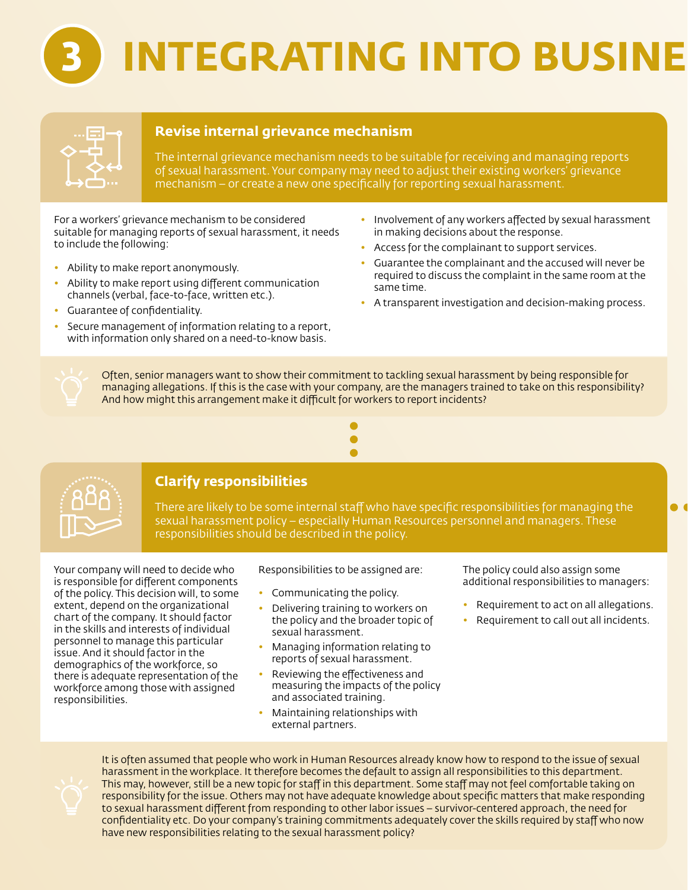# 3 INTEGRATING INTO BUSINE

## Revise internal grievance mechanism

The internal grievance mechanism needs to be suitable for receiving and managing reports of sexual harassment. Your company may need to adjust their existing workers' grievance mechanism – or create a new one specifically for reporting sexual harassment.

For a workers' grievance mechanism to be considered suitable for managing reports of sexual harassment, it needs to include the following:

- Ability to make report anonymously.
- Ability to make report using different communication channels (verbal, face-to-face, written etc.).
- Guarantee of confidentiality.
- Secure management of information relating to a report, with information only shared on a need-to-know basis.
- Involvement of any workers affected by sexual harassment in making decisions about the response.
- Access for the complainant to support services.
- Guarantee the complainant and the accused will never be required to discuss the complaint in the same room at the same time.
- A transparent investigation and decision-making process.

Often, senior managers want to show their commitment to tackling sexual harassment by being responsible for managing allegations. If this is the case with your company, are the managers trained to take on this responsibility? And how might this arrangement make it difficult for workers to report incidents?

## Clarify responsibilities

There are likely to be some internal staff who have specific responsibilities for managing the sexual harassment policy – especially Human Resources personnel and managers. These responsibilities should be described in the policy.

Your company will need to decide who is responsible for different components of the policy. This decision will, to some extent, depend on the organizational chart of the company. It should factor in the skills and interests of individual personnel to manage this particular issue. And it should factor in the demographics of the workforce, so there is adequate representation of the workforce among those with assigned responsibilities.

Responsibilities to be assigned are:

- Communicating the policy.
- Delivering training to workers on the policy and the broader topic of sexual harassment.
- Managing information relating to reports of sexual harassment.
- Reviewing the effectiveness and measuring the impacts of the policy and associated training.
- Maintaining relationships with external partners.

The policy could also assign some additional responsibilities to managers:

- Requirement to act on all allegations.
- Requirement to call out all incidents.

It is often assumed that people who work in Human Resources already know how to respond to the issue of sexual harassment in the workplace. It therefore becomes the default to assign all responsibilities to this department. This may, however, still be a new topic for staff in this department. Some staff may not feel comfortable taking on responsibility for the issue. Others may not have adequate knowledge about specific matters that make responding to sexual harassment different from responding to other labor issues – survivor-centered approach, the need for confidentiality etc. Do your company's training commitments adequately cover the skills required by staff who now have new responsibilities relating to the sexual harassment policy?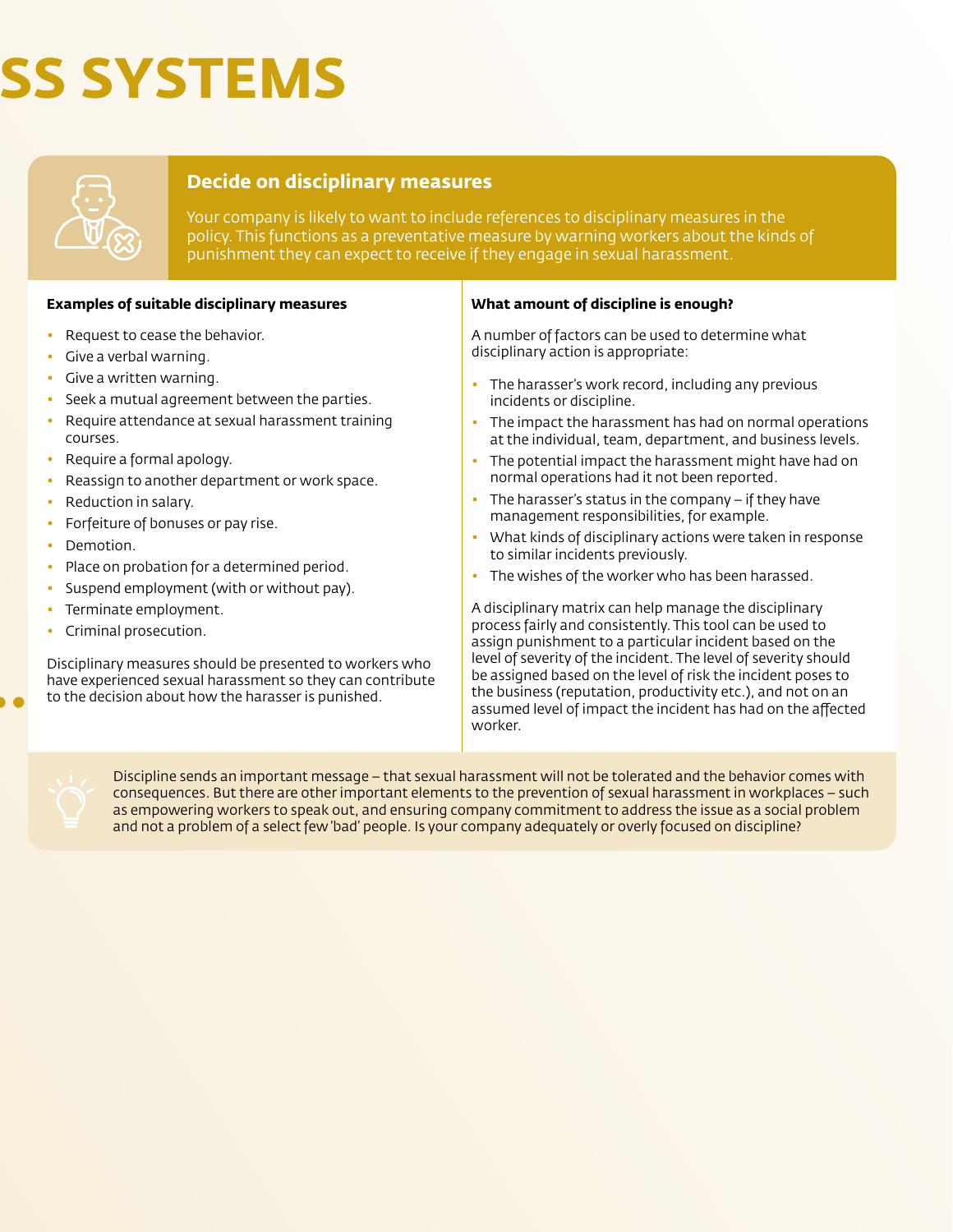# SS SYSTEMS

## Decide on disciplinary measures

Your company is likely to want to include references to disciplinary measures in the policy. This functions as a preventative measure by warning workers about the kinds of punishment they can expect to receive if they engage in sexual harassment.

**Examples of suitable disciplinary measures**

- Request to cease the behavior.
- Give a verbal warning.
- Give a written warning.
- Seek a mutual agreement between the parties.
- Require attendance at sexual harassment training courses.
- Require a formal apology.
- Reassign to another department or work space.
- Reduction in salary.
- Forfeiture of bonuses or pay rise.
- Demotion.
- Place on probation for a determined period.
- Suspend employment (with or without pay).
- Terminate employment.
- Criminal prosecution.

Disciplinary measures should be presented to workers who have experienced sexual harassment so they can contribute to the decision about how the harasser is punished.

**What amount of discipline is enough?**

A number of factors can be used to determine what disciplinary action is appropriate:

- The harasser's work record, including any previous incidents or discipline.
- The impact the harassment has had on normal operations at the individual, team, department, and business levels.
- The potential impact the harassment might have had on normal operations had it not been reported.
- The harasser's status in the company – if they have management responsibilities, for example.
- What kinds of disciplinary actions were taken in response to similar incidents previously.
- The wishes of the worker who has been harassed.

A disciplinary matrix can help manage the disciplinary process fairly and consistently. This tool can be used to assign punishment to a particular incident based on the level of severity of the incident. The level of severity should be assigned based on the level of risk the incident poses to the business (reputation, productivity etc.), and not on an assumed level of impact the incident has had on the affected worker.

Discipline sends an important message – that sexual harassment will not be tolerated and the behavior comes with consequences. But there are other important elements to the prevention of sexual harassment in workplaces – such as empowering workers to speak out, and ensuring company commitment to address the issue as a social problem and not a problem of a select few 'bad' people. Is your company adequately or overly focused on discipline?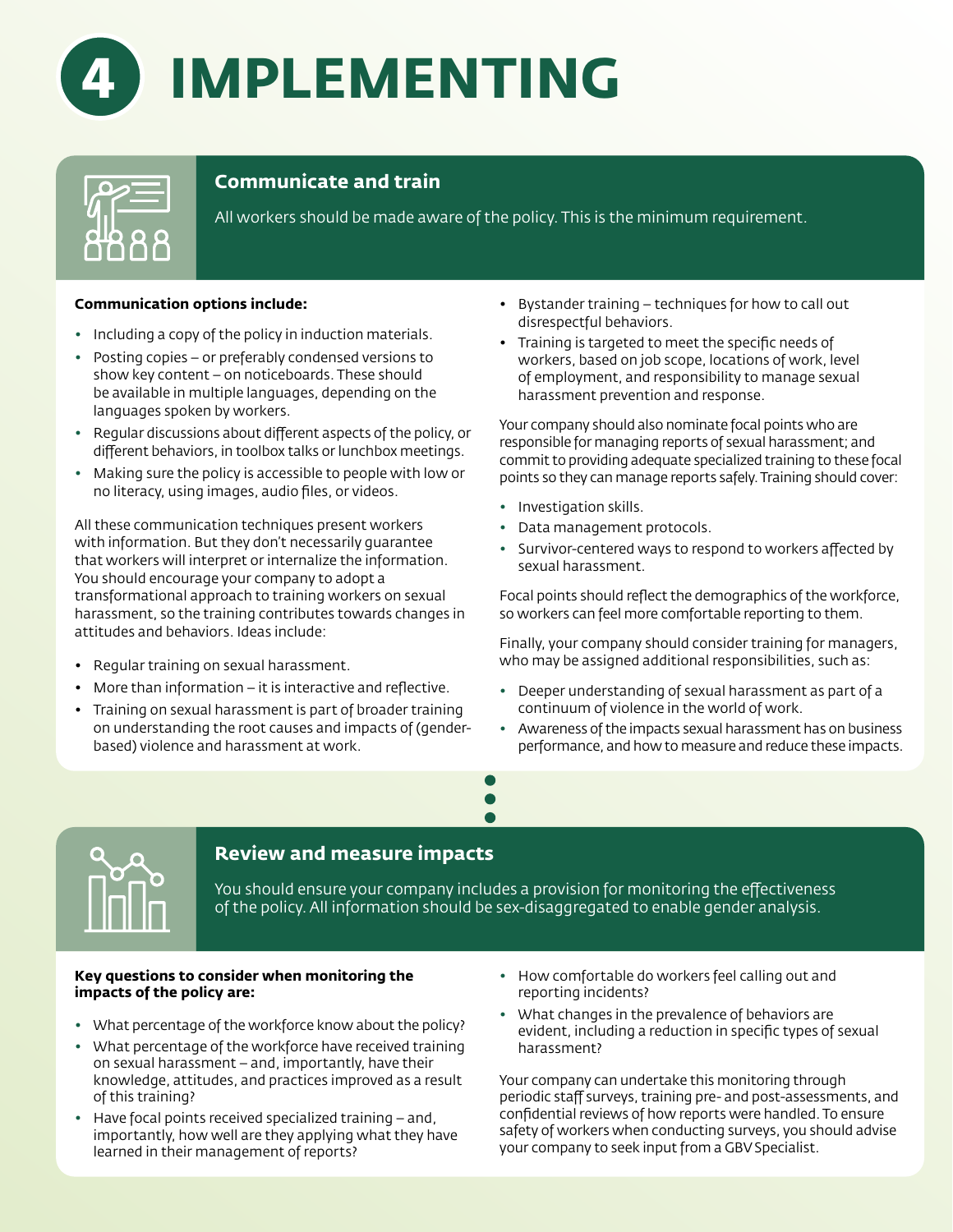# 4 IMPLEMENTING

## Communicate and train

All workers should be made aware of the policy. This is the minimum requirement.

**Communication options include:**

- Including a copy of the policy in induction materials.
- Posting copies – or preferably condensed versions to show key content – on noticeboards. These should be available in multiple languages, depending on the languages spoken by workers.
- Regular discussions about different aspects of the policy, or different behaviors, in toolbox talks or lunchbox meetings.
- Making sure the policy is accessible to people with low or no literacy, using images, audio files, or videos.

All these communication techniques present workers with information. But they don't necessarily guarantee that workers will interpret or internalize the information. You should encourage your company to adopt a transformational approach to training workers on sexual harassment, so the training contributes towards changes in attitudes and behaviors. Ideas include:

- Regular training on sexual harassment.
- More than information – it is interactive and reflective.
- Training on sexual harassment is part of broader training on understanding the root causes and impacts of (gender-based) violence and harassment at work.
- Bystander training – techniques for how to call out disrespectful behaviors.
- Training is targeted to meet the specific needs of workers, based on job scope, locations of work, level of employment, and responsibility to manage sexual harassment prevention and response.

Your company should also nominate focal points who are responsible for managing reports of sexual harassment; and commit to providing adequate specialized training to these focal points so they can manage reports safely. Training should cover:

- Investigation skills.
- Data management protocols.
- Survivor-centered ways to respond to workers affected by sexual harassment.

Focal points should reflect the demographics of the workforce, so workers can feel more comfortable reporting to them.

Finally, your company should consider training for managers, who may be assigned additional responsibilities, such as:

- Deeper understanding of sexual harassment as part of a continuum of violence in the world of work.
- Awareness of the impacts sexual harassment has on business performance, and how to measure and reduce these impacts.

## Review and measure impacts

You should ensure your company includes a provision for monitoring the effectiveness of the policy. All information should be sex-disaggregated to enable gender analysis.

**Key questions to consider when monitoring the impacts of the policy are:**

- What percentage of the workforce know about the policy?
- What percentage of the workforce have received training on sexual harassment – and, importantly, have their knowledge, attitudes, and practices improved as a result of this training?
- Have focal points received specialized training – and, importantly, how well are they applying what they have learned in their management of reports?
- How comfortable do workers feel calling out and reporting incidents?
- What changes in the prevalence of behaviors are evident, including a reduction in specific types of sexual harassment?

Your company can undertake this monitoring through periodic staff surveys, training pre- and post-assessments, and confidential reviews of how reports were handled. To ensure safety of workers when conducting surveys, you should advise your company to seek input from a GBV Specialist.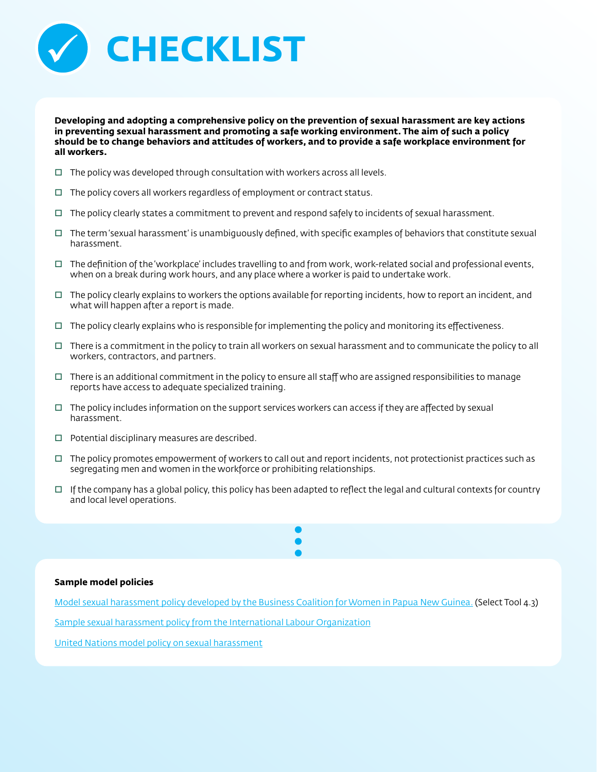# CHECKLIST

**Developing and adopting a comprehensive policy on the prevention of sexual harassment are key actions in preventing sexual harassment and promoting a safe working environment. The aim of such a policy should be to change behaviors and attitudes of workers, and to provide a safe workplace environment for all workers.**

- ☐ The policy was developed through consultation with workers across all levels.
- ☐ The policy covers all workers regardless of employment or contract status.
- ☐ The policy clearly states a commitment to prevent and respond safely to incidents of sexual harassment.
- ☐ The term 'sexual harassment' is unambiguously defined, with specific examples of behaviors that constitute sexual harassment.
- ☐ The definition of the 'workplace' includes travelling to and from work, work-related social and professional events, when on a break during work hours, and any place where a worker is paid to undertake work.
- ☐ The policy clearly explains to workers the options available for reporting incidents, how to report an incident, and what will happen after a report is made.
- ☐ The policy clearly explains who is responsible for implementing the policy and monitoring its effectiveness.
- ☐ There is a commitment in the policy to train all workers on sexual harassment and to communicate the policy to all workers, contractors, and partners.
- ☐ There is an additional commitment in the policy to ensure all staff who are assigned responsibilities to manage reports have access to adequate specialized training.
- ☐ The policy includes information on the support services workers can access if they are affected by sexual harassment.
- ☐ Potential disciplinary measures are described.
- ☐ The policy promotes empowerment of workers to call out and report incidents, not protectionist practices such as segregating men and women in the workforce or prohibiting relationships.
- ☐ If the company has a global policy, this policy has been adapted to reflect the legal and cultural contexts for country and local level operations.

**Sample model policies**

Model sexual harassment policy developed by the Business Coalition for Women in Papua New Guinea. (Select Tool 4.3)

Sample sexual harassment policy from the International Labour Organization

United Nations model policy on sexual harassment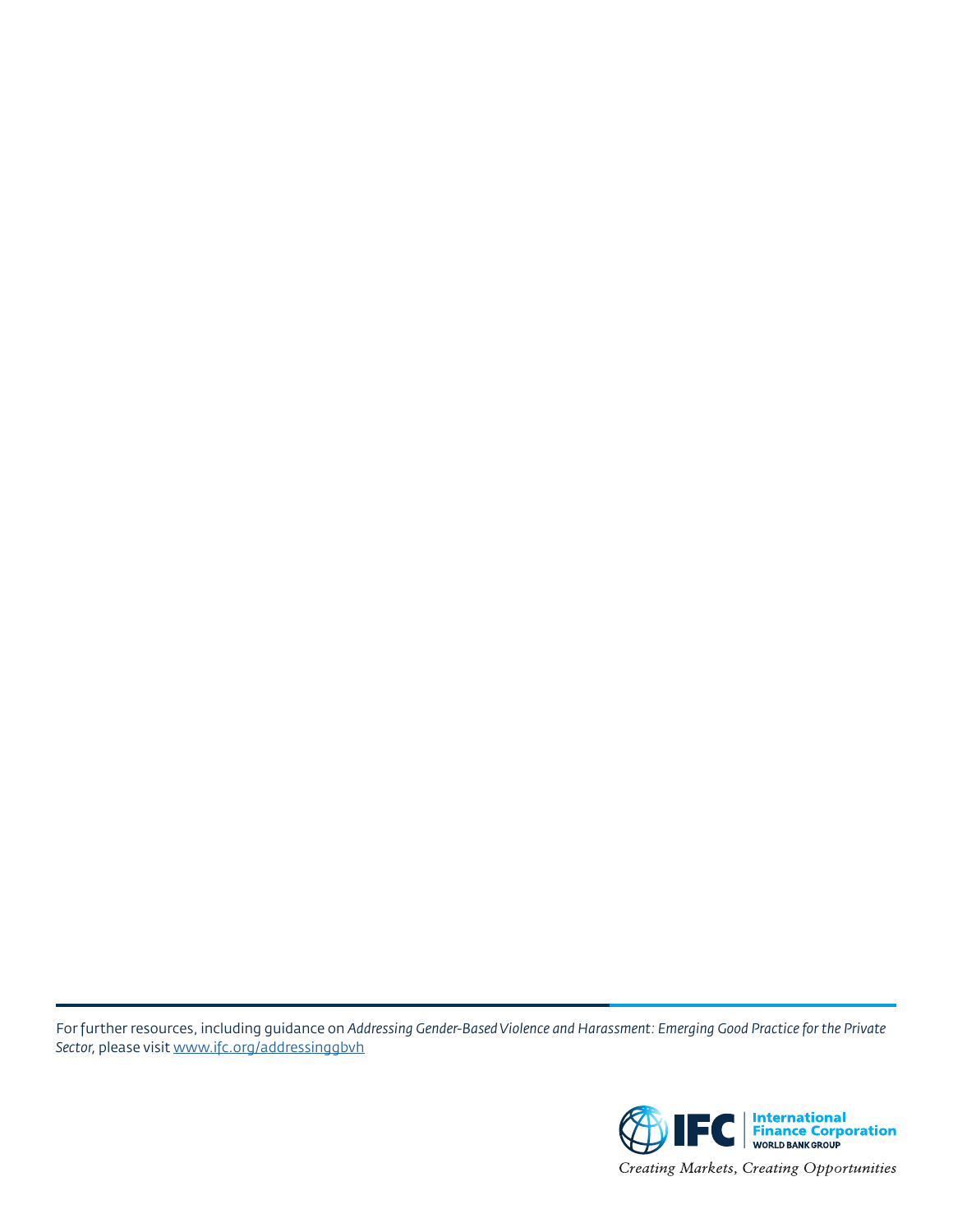For further resources, including guidance on *Addressing Gender-Based Violence and Harassment: Emerging Good Practice for the Private Sector*, please visit [www.ifc.org/addressinggbvh](www.ifc.org/addressinggbvh)

IFC International Finance Corporation WORLD BANK GROUP

*Creating Markets, Creating Opportunities*